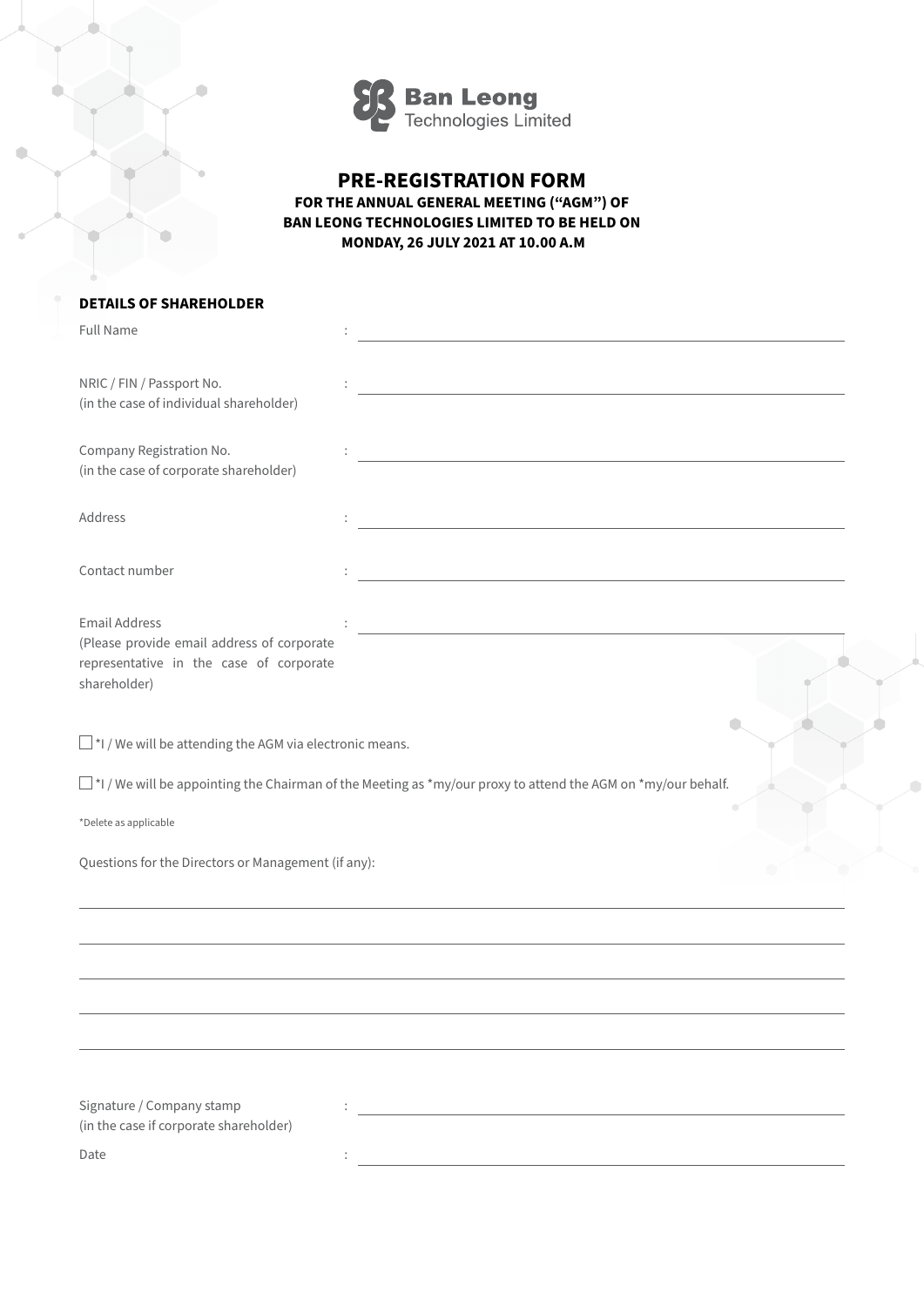Ban Leong Technologies Limited

# PRE-REGISTRATION FORM

**FOR THE ANNUAL GENERAL MEETING ("AGM") OF BAN LEONG TECHNOLOGIES LIMITED TO BE HELD ON MONDAY, 26 JULY 2021 AT 10.00 A.M**

## DETAILS OF SHAREHOLDER

Full Name : ______________________________

NRIC / FIN / Passport No. (in the case of individual shareholder) : ______________________________

Company Registration No. (in the case of corporate shareholder) : ______________________________

Address : ______________________________

Contact number : ______________________________

Email Address (Please provide email address of corporate representative in the case of corporate shareholder) : ______________________________

☐ *I / We will be attending the AGM via electronic means.

☐ *I / We will be appointing the Chairman of the Meeting as *my/our proxy to attend the AGM on *my/our behalf.

*Delete as applicable

Questions for the Directors or Management (if any):

______________________________

______________________________

______________________________

______________________________

______________________________

Signature / Company stamp (in the case if corporate shareholder) : ______________________________

Date : ______________________________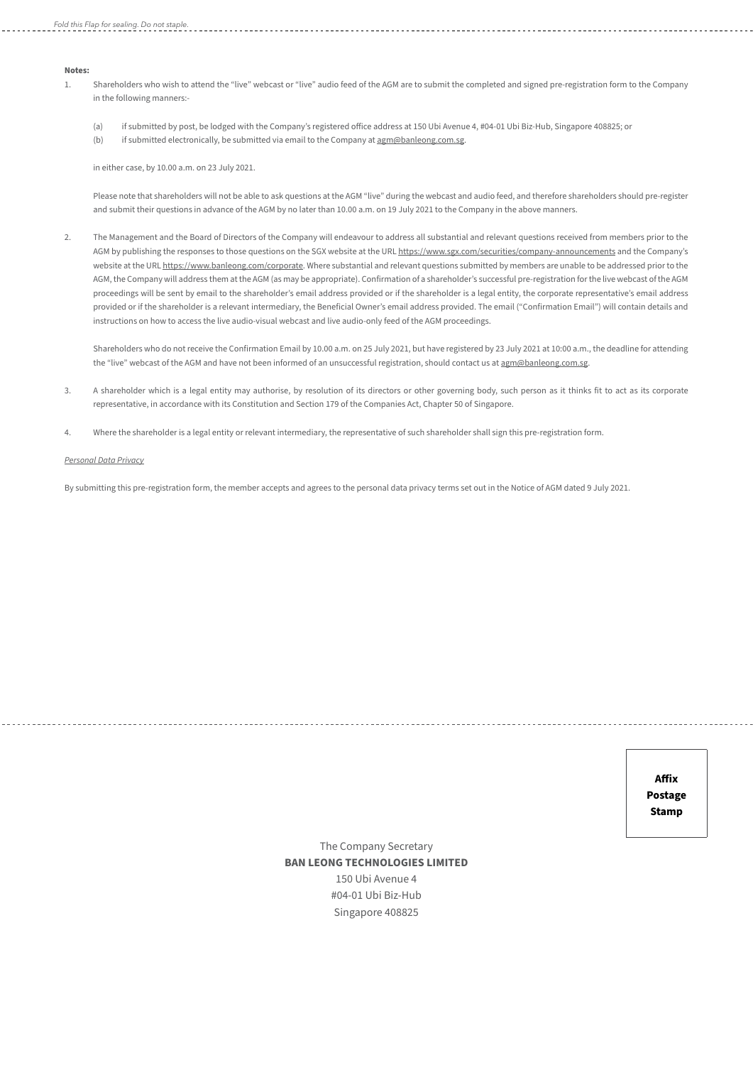*Fold this Flap for sealing. Do not staple.*

**Notes:**

1. Shareholders who wish to attend the "live" webcast or "live" audio feed of the AGM are to submit the completed and signed pre-registration form to the Company in the following manners:-

   (a) if submitted by post, be lodged with the Company's registered office address at 150 Ubi Avenue 4, #04-01 Ubi Biz-Hub, Singapore 408825; or

   (b) if submitted electronically, be submitted via email to the Company at agm@banleong.com.sg.

   in either case, by 10.00 a.m. on 23 July 2021.

   Please note that shareholders will not be able to ask questions at the AGM "live" during the webcast and audio feed, and therefore shareholders should pre-register and submit their questions in advance of the AGM by no later than 10.00 a.m. on 19 July 2021 to the Company in the above manners.

2. The Management and the Board of Directors of the Company will endeavour to address all substantial and relevant questions received from members prior to the AGM by publishing the responses to those questions on the SGX website at the URL https://www.sgx.com/securities/company-announcements and the Company's website at the URL https://www.banleong.com/corporate. Where substantial and relevant questions submitted by members are unable to be addressed prior to the AGM, the Company will address them at the AGM (as may be appropriate). Confirmation of a shareholder's successful pre-registration for the live webcast of the AGM proceedings will be sent by email to the shareholder's email address provided or if the shareholder is a legal entity, the corporate representative's email address provided or if the shareholder is a relevant intermediary, the Beneficial Owner's email address provided. The email ("Confirmation Email") will contain details and instructions on how to access the live audio-visual webcast and live audio-only feed of the AGM proceedings.

   Shareholders who do not receive the Confirmation Email by 10.00 a.m. on 25 July 2021, but have registered by 23 July 2021 at 10:00 a.m., the deadline for attending the "live" webcast of the AGM and have not been informed of an unsuccessful registration, should contact us at agm@banleong.com.sg.

3. A shareholder which is a legal entity may authorise, by resolution of its directors or other governing body, such person as it thinks fit to act as its corporate representative, in accordance with its Constitution and Section 179 of the Companies Act, Chapter 50 of Singapore.

4. Where the shareholder is a legal entity or relevant intermediary, the representative of such shareholder shall sign this pre-registration form.

*Personal Data Privacy*

By submitting this pre-registration form, the member accepts and agrees to the personal data privacy terms set out in the Notice of AGM dated 9 July 2021.

**Affix Postage Stamp**

The Company Secretary
**BAN LEONG TECHNOLOGIES LIMITED**
150 Ubi Avenue 4
#04-01 Ubi Biz-Hub
Singapore 408825